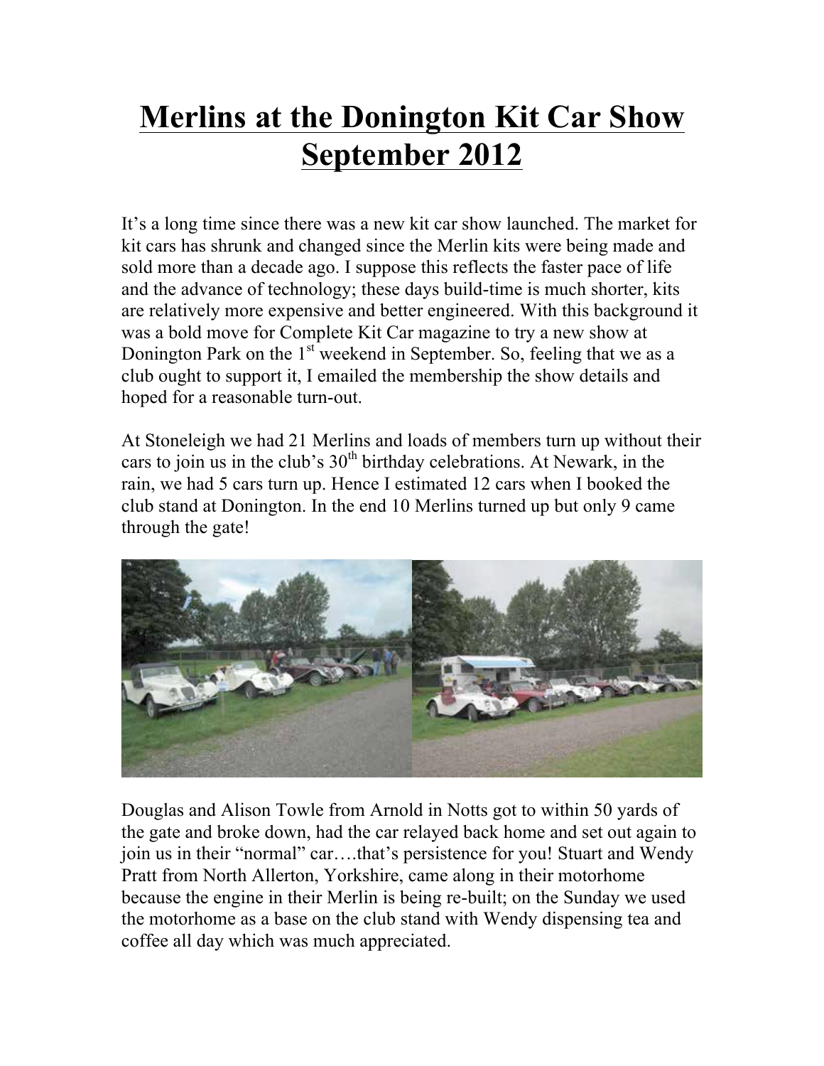# Merlins at the Donington Kit Car Show September 2012

It's a long time since there was a new kit car show launched. The market for kit cars has shrunk and changed since the Merlin kits were being made and sold more than a decade ago. I suppose this reflects the faster pace of life and the advance of technology; these days build-time is much shorter, kits are relatively more expensive and better engineered. With this background it was a bold move for Complete Kit Car magazine to try a new show at Donington Park on the 1st weekend in September. So, feeling that we as a club ought to support it, I emailed the membership the show details and hoped for a reasonable turn-out.

At Stoneleigh we had 21 Merlins and loads of members turn up without their cars to join us in the club's 30th birthday celebrations. At Newark, in the rain, we had 5 cars turn up. Hence I estimated 12 cars when I booked the club stand at Donington. In the end 10 Merlins turned up but only 9 came through the gate!

Douglas and Alison Towle from Arnold in Notts got to within 50 yards of the gate and broke down, had the car relayed back home and set out again to join us in their "normal" car….that's persistence for you! Stuart and Wendy Pratt from North Allerton, Yorkshire, came along in their motorhome because the engine in their Merlin is being re-built; on the Sunday we used the motorhome as a base on the club stand with Wendy dispensing tea and coffee all day which was much appreciated.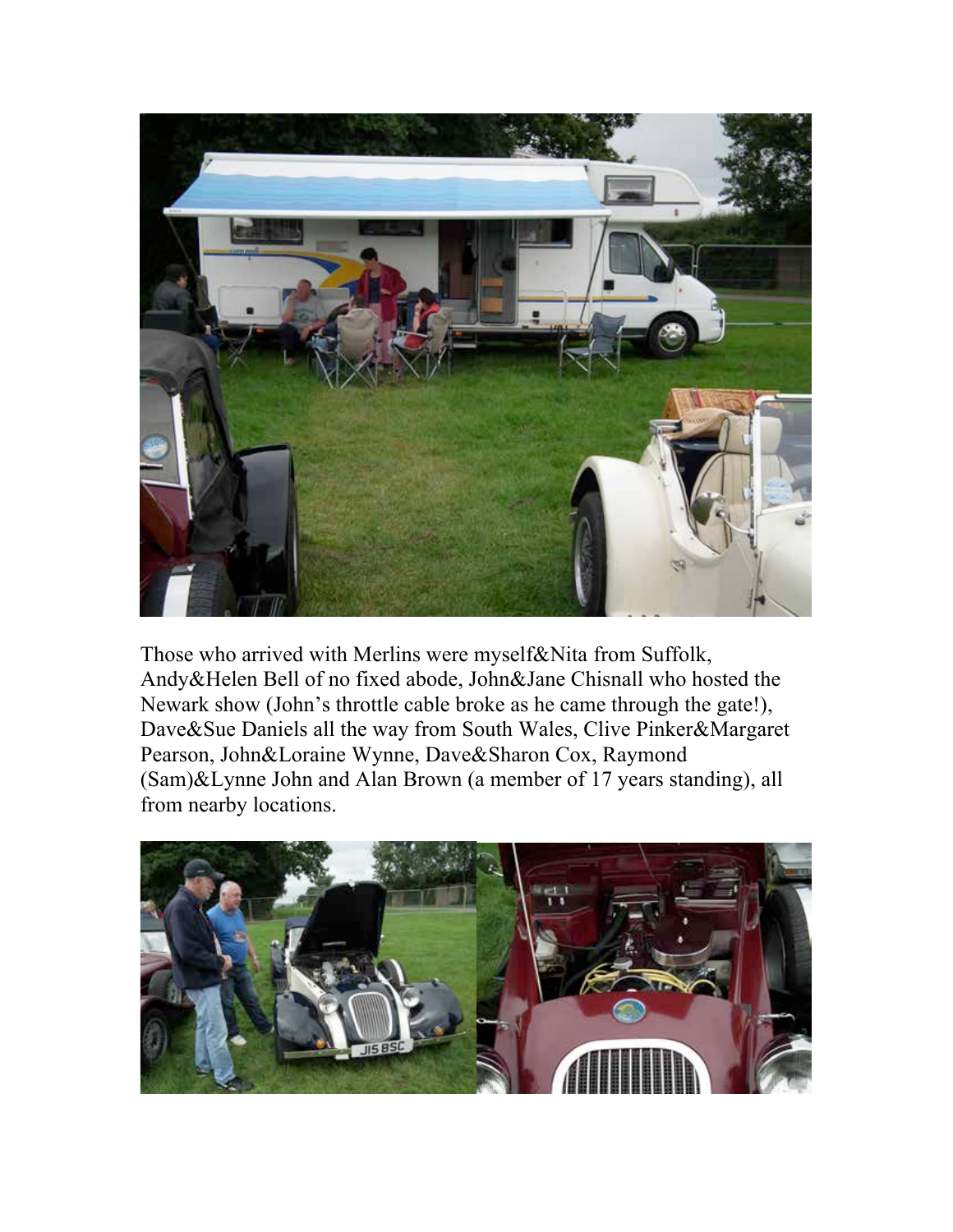Those who arrived with Merlins were myself&Nita from Suffolk, Andy&Helen Bell of no fixed abode, John&Jane Chisnall who hosted the Newark show (John's throttle cable broke as he came through the gate!), Dave&Sue Daniels all the way from South Wales, Clive Pinker&Margaret Pearson, John&Loraine Wynne, Dave&Sharon Cox, Raymond (Sam)&Lynne John and Alan Brown (a member of 17 years standing), all from nearby locations.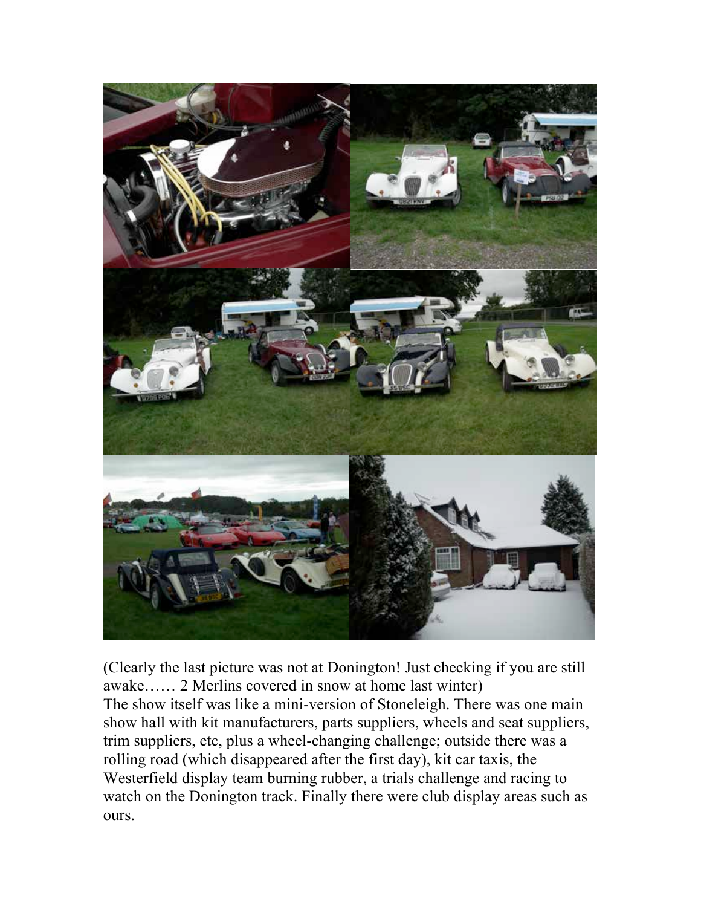(Clearly the last picture was not at Donington! Just checking if you are still awake…… 2 Merlins covered in snow at home last winter)

The show itself was like a mini-version of Stoneleigh. There was one main show hall with kit manufacturers, parts suppliers, wheels and seat suppliers, trim suppliers, etc, plus a wheel-changing challenge; outside there was a rolling road (which disappeared after the first day), kit car taxis, the Westerfield display team burning rubber, a trials challenge and racing to watch on the Donington track. Finally there were club display areas such as ours.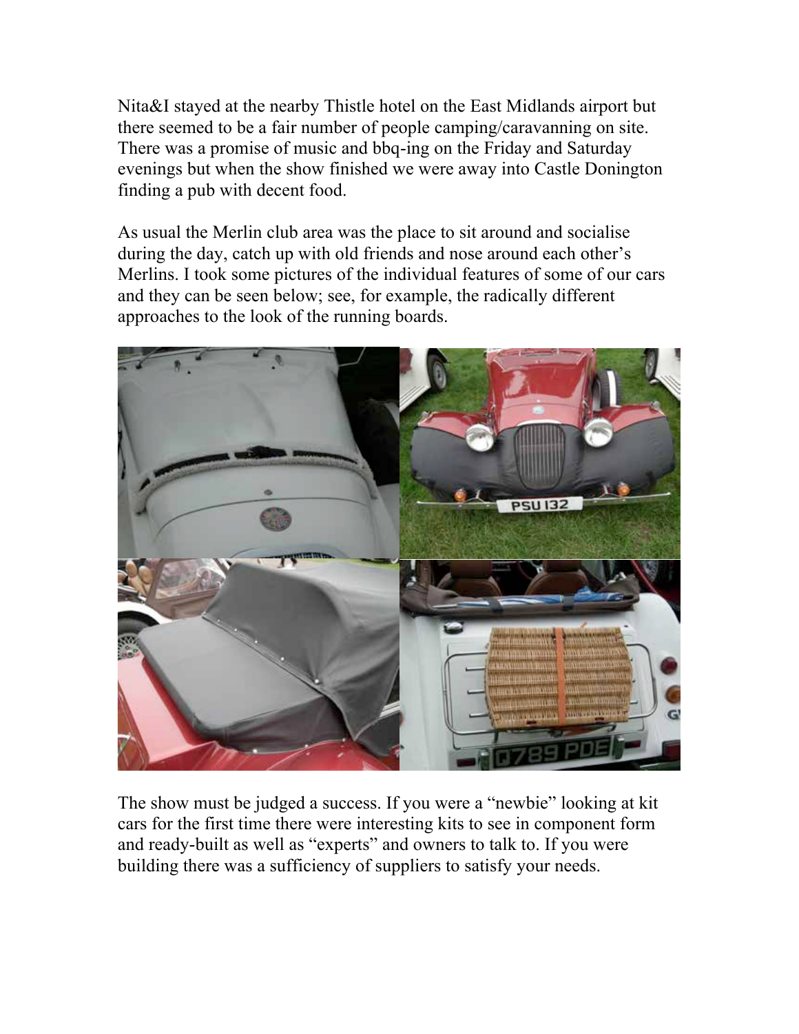Nita&I stayed at the nearby Thistle hotel on the East Midlands airport but there seemed to be a fair number of people camping/caravanning on site. There was a promise of music and bbq-ing on the Friday and Saturday evenings but when the show finished we were away into Castle Donington finding a pub with decent food.

As usual the Merlin club area was the place to sit around and socialise during the day, catch up with old friends and nose around each other's Merlins. I took some pictures of the individual features of some of our cars and they can be seen below; see, for example, the radically different approaches to the look of the running boards.

The show must be judged a success. If you were a "newbie" looking at kit cars for the first time there were interesting kits to see in component form and ready-built as well as "experts" and owners to talk to. If you were building there was a sufficiency of suppliers to satisfy your needs.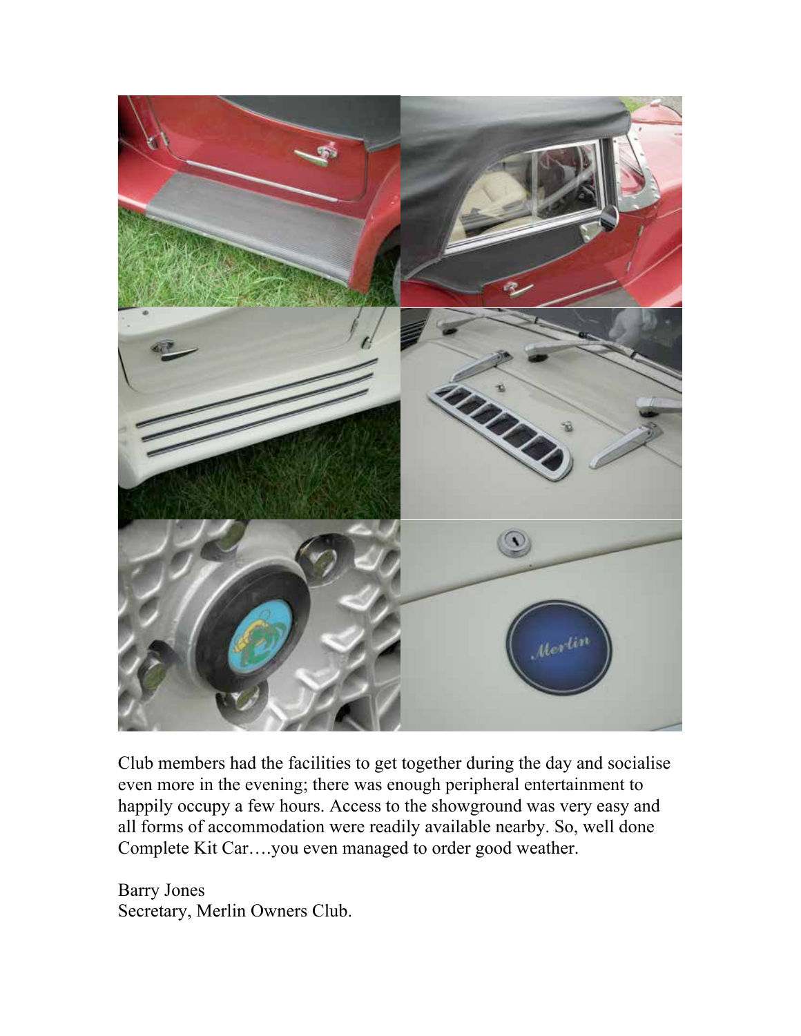Club members had the facilities to get together during the day and socialise even more in the evening; there was enough peripheral entertainment to happily occupy a few hours. Access to the showground was very easy and all forms of accommodation were readily available nearby. So, well done Complete Kit Car….you even managed to order good weather.

Barry Jones
Secretary, Merlin Owners Club.